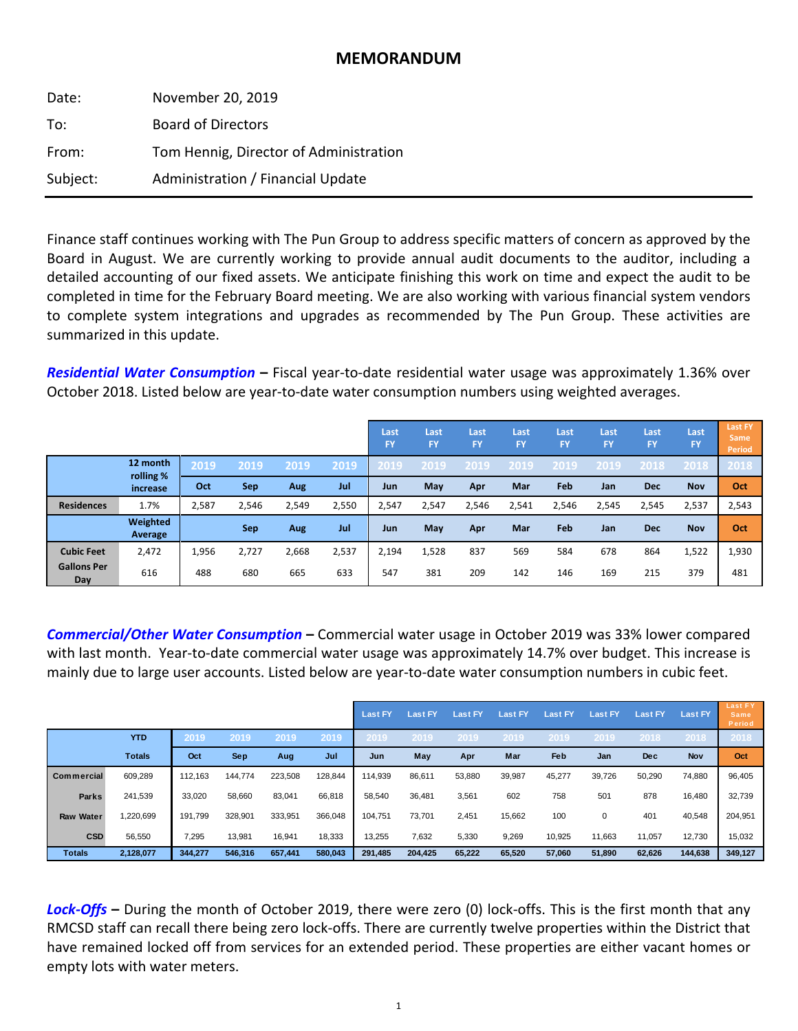# MEMORANDUM

Date: November 20, 2019

To: Board of Directors

From: Tom Hennig, Director of Administration

Subject: Administration / Financial Update

---

Finance staff continues working with The Pun Group to address specific matters of concern as approved by the Board in August. We are currently working to provide annual audit documents to the auditor, including a detailed accounting of our fixed assets. We anticipate finishing this work on time and expect the audit to be completed in time for the February Board meeting. We are also working with various financial system vendors to complete system integrations and upgrades as recommended by The Pun Group. These activities are summarized in this update.

***Residential Water Consumption*** **–** Fiscal year-to-date residential water usage was approximately 1.36% over October 2018. Listed below are year-to-date water consumption numbers using weighted averages.

| | | | | | | Last FY | Last FY | Last FY | Last FY | Last FY | Last FY | Last FY | Last FY | Last FY Same Period |
|---|---|---|---|---|---|---|---|---|---|---|---|---|---|---|
| | 12 month rolling % increase | 2019 | 2019 | 2019 | 2019 | 2019 | 2019 | 2019 | 2019 | 2019 | 2019 | 2018 | 2018 | 2018 |
| | | Oct | Sep | Aug | Jul | Jun | May | Apr | Mar | Feb | Jan | Dec | Nov | Oct |
| **Residences** | 1.7% | 2,587 | 2,546 | 2,549 | 2,550 | 2,547 | 2,547 | 2,546 | 2,541 | 2,546 | 2,545 | 2,545 | 2,537 | 2,543 |
| | **Weighted Average** | | Sep | Aug | Jul | Jun | May | Apr | Mar | Feb | Jan | Dec | Nov | Oct |
| **Cubic Feet** | 2,472 | 1,956 | 2,727 | 2,668 | 2,537 | 2,194 | 1,528 | 837 | 569 | 584 | 678 | 864 | 1,522 | 1,930 |
| **Gallons Per Day** | 616 | 488 | 680 | 665 | 633 | 547 | 381 | 209 | 142 | 146 | 169 | 215 | 379 | 481 |

***Commercial/Other Water Consumption*** **–** Commercial water usage in October 2019 was 33% lower compared with last month. Year-to-date commercial water usage was approximately 14.7% over budget. This increase is mainly due to large user accounts. Listed below are year-to-date water consumption numbers in cubic feet.

| | | | | | | Last FY | Last FY | Last FY | Last FY | Last FY | Last FY | Last FY | Last FY | Last FY Same Period |
|---|---|---|---|---|---|---|---|---|---|---|---|---|---|---|
| | YTD | 2019 | 2019 | 2019 | 2019 | 2019 | 2019 | 2019 | 2019 | 2019 | 2019 | 2018 | 2018 | 2018 |
| | Totals | Oct | Sep | Aug | Jul | Jun | May | Apr | Mar | Feb | Jan | Dec | Nov | Oct |
| **Commercial** | 609,289 | 112,163 | 144,774 | 223,508 | 128,844 | 114,939 | 86,611 | 53,880 | 39,987 | 45,277 | 39,726 | 50,290 | 74,880 | 96,405 |
| **Parks** | 241,539 | 33,020 | 58,660 | 83,041 | 66,818 | 58,540 | 36,481 | 3,561 | 602 | 758 | 501 | 878 | 16,480 | 32,739 |
| **Raw Water** | 1,220,699 | 191,799 | 328,901 | 333,951 | 366,048 | 104,751 | 73,701 | 2,451 | 15,662 | 100 | 0 | 401 | 40,548 | 204,951 |
| **CSD** | 56,550 | 7,295 | 13,981 | 16,941 | 18,333 | 13,255 | 7,632 | 5,330 | 9,269 | 10,925 | 11,663 | 11,057 | 12,730 | 15,032 |
| **Totals** | **2,128,077** | **344,277** | **546,316** | **657,441** | **580,043** | **291,485** | **204,425** | **65,222** | **65,520** | **57,060** | **51,890** | **62,626** | **144,638** | **349,127** |

***Lock-Offs*** **–** During the month of October 2019, there were zero (0) lock-offs. This is the first month that any RMCSD staff can recall there being zero lock-offs. There are currently twelve properties within the District that have remained locked off from services for an extended period. These properties are either vacant homes or empty lots with water meters.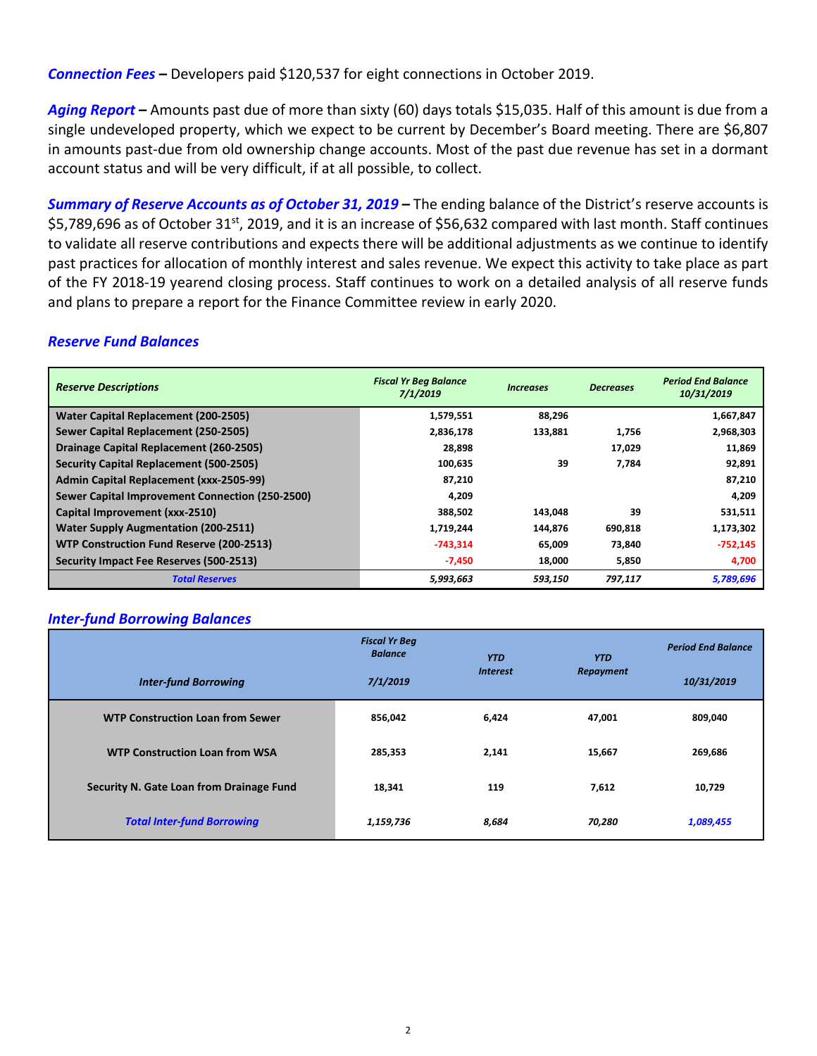***Connection Fees*** **–** Developers paid $120,537 for eight connections in October 2019.

***Aging Report*** **–** Amounts past due of more than sixty (60) days totals $15,035. Half of this amount is due from a single undeveloped property, which we expect to be current by December's Board meeting. There are $6,807 in amounts past-due from old ownership change accounts. Most of the past due revenue has set in a dormant account status and will be very difficult, if at all possible, to collect.

***Summary of Reserve Accounts as of October 31, 2019*** **–** The ending balance of the District's reserve accounts is $5,789,696 as of October 31st, 2019, and it is an increase of $56,632 compared with last month. Staff continues to validate all reserve contributions and expects there will be additional adjustments as we continue to identify past practices for allocation of monthly interest and sales revenue. We expect this activity to take place as part of the FY 2018-19 yearend closing process. Staff continues to work on a detailed analysis of all reserve funds and plans to prepare a report for the Finance Committee review in early 2020.

### *Reserve Fund Balances*

| *Reserve Descriptions* | *Fiscal Yr Beg Balance 7/1/2019* | *Increases* | *Decreases* | *Period End Balance 10/31/2019* |
|---|---|---|---|---|
| **Water Capital Replacement (200-2505)** | 1,579,551 | 88,296 | | 1,667,847 |
| **Sewer Capital Replacement (250-2505)** | 2,836,178 | 133,881 | 1,756 | 2,968,303 |
| **Drainage Capital Replacement (260-2505)** | 28,898 | | 17,029 | 11,869 |
| **Security Capital Replacement (500-2505)** | 100,635 | 39 | 7,784 | 92,891 |
| **Admin Capital Replacement (xxx-2505-99)** | 87,210 | | | 87,210 |
| **Sewer Capital Improvement Connection (250-2500)** | 4,209 | | | 4,209 |
| **Capital Improvement (xxx-2510)** | 388,502 | 143,048 | 39 | 531,511 |
| **Water Supply Augmentation (200-2511)** | 1,719,244 | 144,876 | 690,818 | 1,173,302 |
| **WTP Construction Fund Reserve (200-2513)** | -743,314 | 65,009 | 73,840 | -752,145 |
| **Security Impact Fee Reserves (500-2513)** | -7,450 | 18,000 | 5,850 | 4,700 |
| ***Total Reserves*** | *5,993,663* | *593,150* | *797,117* | *5,789,696* |

### *Inter-fund Borrowing Balances*

| *Inter-fund Borrowing* | *Fiscal Yr Beg Balance 7/1/2019* | *YTD Interest* | *YTD Repayment* | *Period End Balance 10/31/2019* |
|---|---|---|---|---|
| **WTP Construction Loan from Sewer** | 856,042 | 6,424 | 47,001 | 809,040 |
| **WTP Construction Loan from WSA** | 285,353 | 2,141 | 15,667 | 269,686 |
| **Security N. Gate Loan from Drainage Fund** | 18,341 | 119 | 7,612 | 10,729 |
| ***Total Inter-fund Borrowing*** | *1,159,736* | *8,684* | *70,280* | *1,089,455* |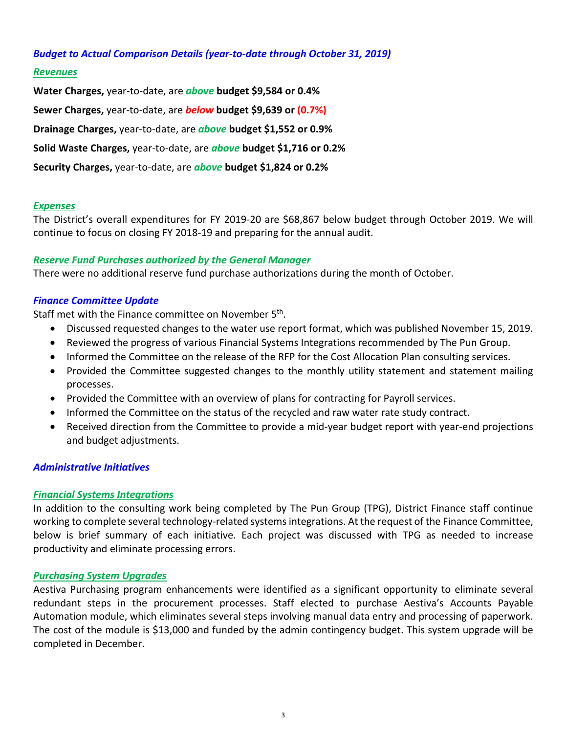### *Budget to Actual Comparison Details (year-to-date through October 31, 2019)*

#### *Revenues*

**Water Charges,** year-to-date, are ***above*** **budget $9,584 or 0.4%**

**Sewer Charges,** year-to-date, are ***below*** **budget $9,639 or (0.7%)**

**Drainage Charges,** year-to-date, are ***above*** **budget $1,552 or 0.9%**

**Solid Waste Charges,** year-to-date, are ***above*** **budget $1,716 or 0.2%**

**Security Charges,** year-to-date, are ***above*** **budget $1,824 or 0.2%**

#### *Expenses*

The District's overall expenditures for FY 2019-20 are $68,867 below budget through October 2019. We will continue to focus on closing FY 2018-19 and preparing for the annual audit.

#### *Reserve Fund Purchases authorized by the General Manager*

There were no additional reserve fund purchase authorizations during the month of October.

### *Finance Committee Update*

Staff met with the Finance committee on November 5th.

- Discussed requested changes to the water use report format, which was published November 15, 2019.
- Reviewed the progress of various Financial Systems Integrations recommended by The Pun Group.
- Informed the Committee on the release of the RFP for the Cost Allocation Plan consulting services.
- Provided the Committee suggested changes to the monthly utility statement and statement mailing processes.
- Provided the Committee with an overview of plans for contracting for Payroll services.
- Informed the Committee on the status of the recycled and raw water rate study contract.
- Received direction from the Committee to provide a mid-year budget report with year-end projections and budget adjustments.

### *Administrative Initiatives*

#### *Financial Systems Integrations*

In addition to the consulting work being completed by The Pun Group (TPG), District Finance staff continue working to complete several technology-related systems integrations. At the request of the Finance Committee, below is brief summary of each initiative. Each project was discussed with TPG as needed to increase productivity and eliminate processing errors.

#### *Purchasing System Upgrades*

Aestiva Purchasing program enhancements were identified as a significant opportunity to eliminate several redundant steps in the procurement processes. Staff elected to purchase Aestiva's Accounts Payable Automation module, which eliminates several steps involving manual data entry and processing of paperwork. The cost of the module is $13,000 and funded by the admin contingency budget. This system upgrade will be completed in December.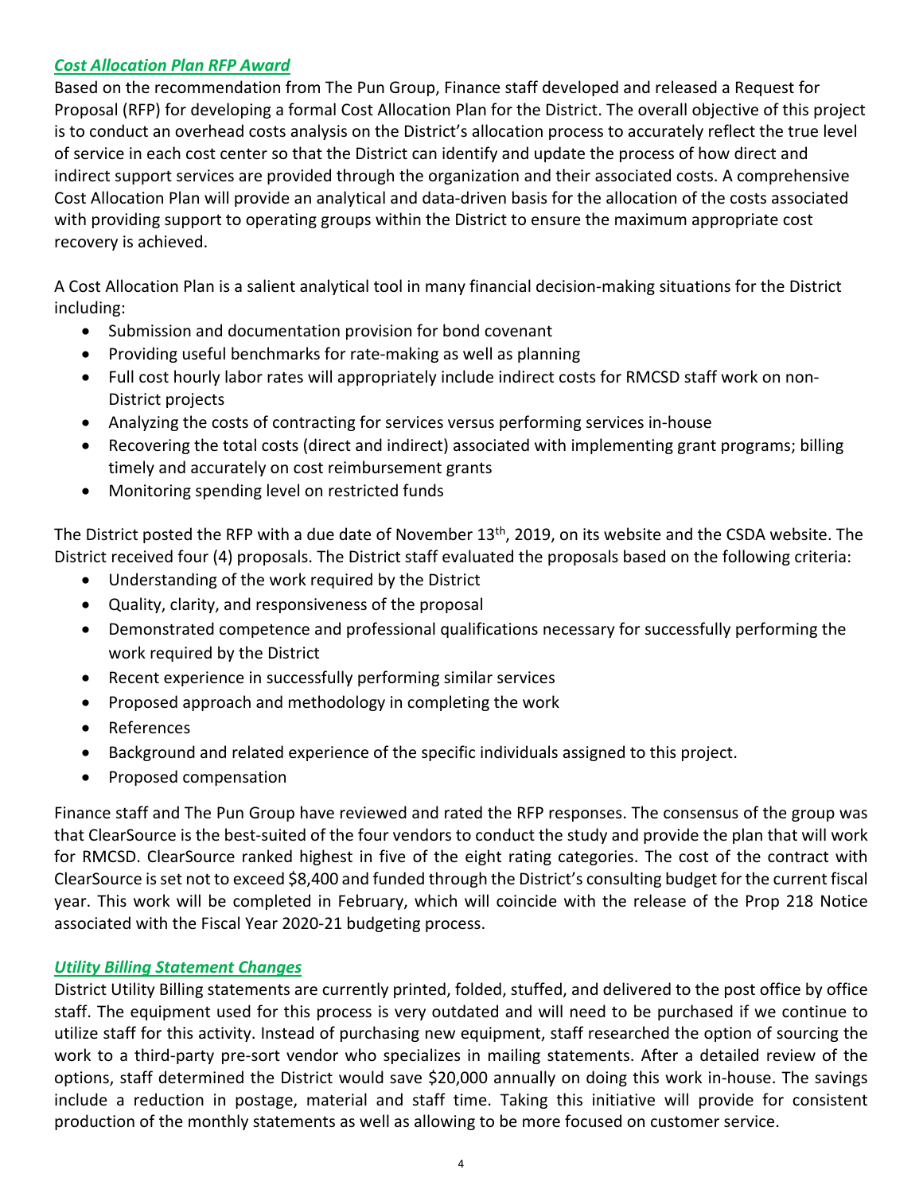### ***Cost Allocation Plan RFP Award***

Based on the recommendation from The Pun Group, Finance staff developed and released a Request for Proposal (RFP) for developing a formal Cost Allocation Plan for the District. The overall objective of this project is to conduct an overhead costs analysis on the District's allocation process to accurately reflect the true level of service in each cost center so that the District can identify and update the process of how direct and indirect support services are provided through the organization and their associated costs. A comprehensive Cost Allocation Plan will provide an analytical and data-driven basis for the allocation of the costs associated with providing support to operating groups within the District to ensure the maximum appropriate cost recovery is achieved.

A Cost Allocation Plan is a salient analytical tool in many financial decision-making situations for the District including:

- Submission and documentation provision for bond covenant
- Providing useful benchmarks for rate-making as well as planning
- Full cost hourly labor rates will appropriately include indirect costs for RMCSD staff work on non-District projects
- Analyzing the costs of contracting for services versus performing services in-house
- Recovering the total costs (direct and indirect) associated with implementing grant programs; billing timely and accurately on cost reimbursement grants
- Monitoring spending level on restricted funds

The District posted the RFP with a due date of November 13th, 2019, on its website and the CSDA website. The District received four (4) proposals. The District staff evaluated the proposals based on the following criteria:

- Understanding of the work required by the District
- Quality, clarity, and responsiveness of the proposal
- Demonstrated competence and professional qualifications necessary for successfully performing the work required by the District
- Recent experience in successfully performing similar services
- Proposed approach and methodology in completing the work
- References
- Background and related experience of the specific individuals assigned to this project.
- Proposed compensation

Finance staff and The Pun Group have reviewed and rated the RFP responses. The consensus of the group was that ClearSource is the best-suited of the four vendors to conduct the study and provide the plan that will work for RMCSD. ClearSource ranked highest in five of the eight rating categories. The cost of the contract with ClearSource is set not to exceed $8,400 and funded through the District's consulting budget for the current fiscal year. This work will be completed in February, which will coincide with the release of the Prop 218 Notice associated with the Fiscal Year 2020-21 budgeting process.

### ***Utility Billing Statement Changes***

District Utility Billing statements are currently printed, folded, stuffed, and delivered to the post office by office staff. The equipment used for this process is very outdated and will need to be purchased if we continue to utilize staff for this activity. Instead of purchasing new equipment, staff researched the option of sourcing the work to a third-party pre-sort vendor who specializes in mailing statements. After a detailed review of the options, staff determined the District would save $20,000 annually on doing this work in-house. The savings include a reduction in postage, material and staff time. Taking this initiative will provide for consistent production of the monthly statements as well as allowing to be more focused on customer service.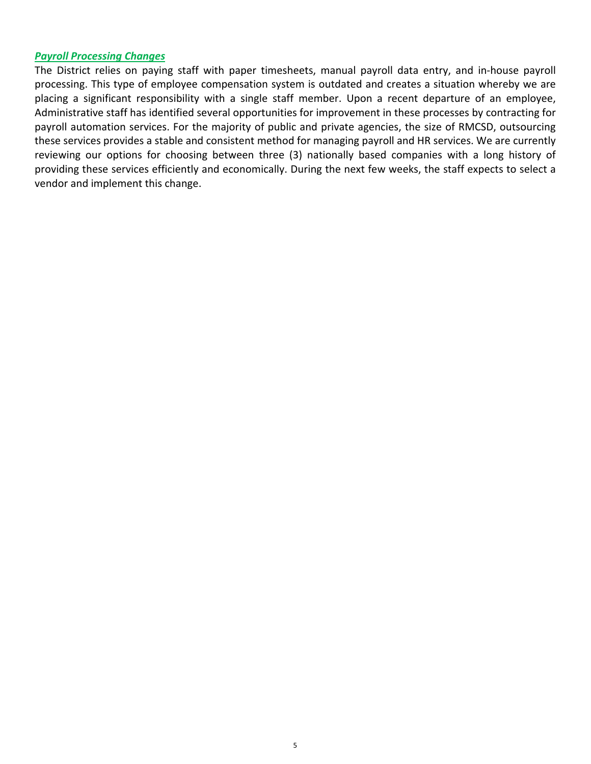## ***Payroll Processing Changes***

The District relies on paying staff with paper timesheets, manual payroll data entry, and in-house payroll processing. This type of employee compensation system is outdated and creates a situation whereby we are placing a significant responsibility with a single staff member. Upon a recent departure of an employee, Administrative staff has identified several opportunities for improvement in these processes by contracting for payroll automation services. For the majority of public and private agencies, the size of RMCSD, outsourcing these services provides a stable and consistent method for managing payroll and HR services. We are currently reviewing our options for choosing between three (3) nationally based companies with a long history of providing these services efficiently and economically. During the next few weeks, the staff expects to select a vendor and implement this change.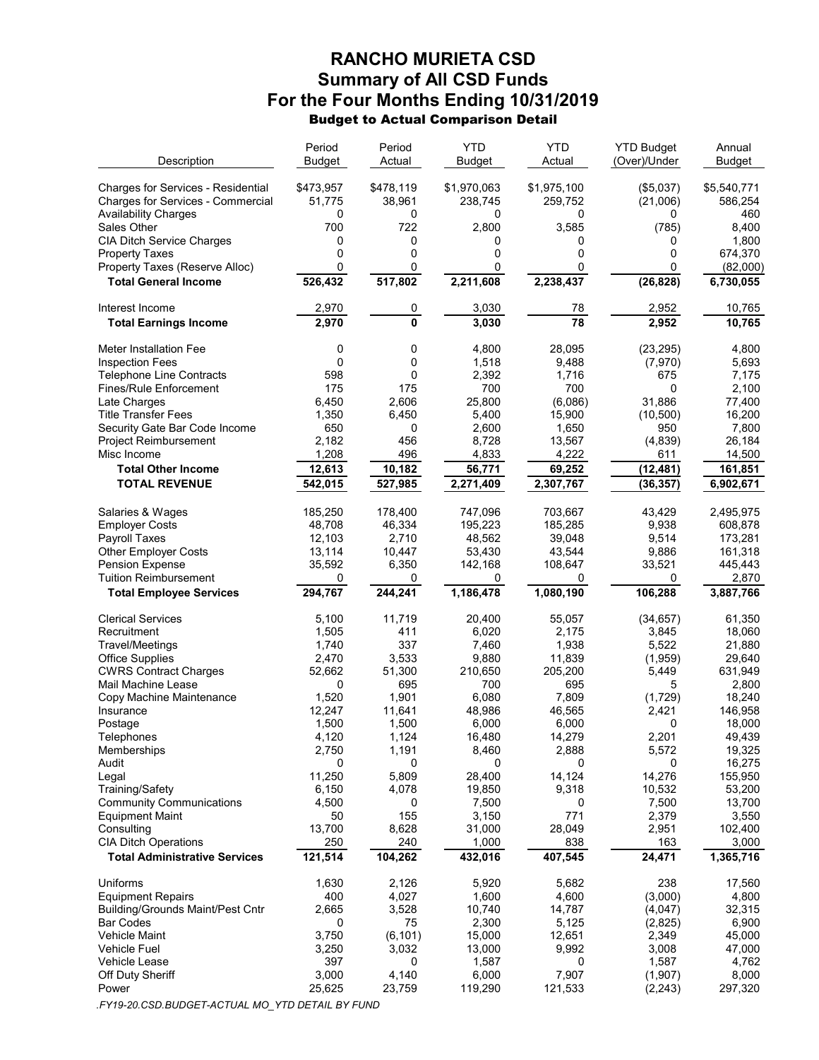# RANCHO MURIETA CSD
## Summary of All CSD Funds
## For the Four Months Ending 10/31/2019
### Budget to Actual Comparison Detail

| Description | Period Budget | Period Actual | YTD Budget | YTD Actual | YTD Budget (Over)/Under | Annual Budget |
|---|---|---|---|---|---|---|
| Charges for Services - Residential | $473,957 | $478,119 | $1,970,063 | $1,975,100 | ($5,037) | $5,540,771 |
| Charges for Services - Commercial | 51,775 | 38,961 | 238,745 | 259,752 | (21,006) | 586,254 |
| Availability Charges | 0 | 0 | 0 | 0 | 0 | 460 |
| Sales Other | 700 | 722 | 2,800 | 3,585 | (785) | 8,400 |
| CIA Ditch Service Charges | 0 | 0 | 0 | 0 | 0 | 1,800 |
| Property Taxes | 0 | 0 | 0 | 0 | 0 | 674,370 |
| Property Taxes (Reserve Alloc) | 0 | 0 | 0 | 0 | 0 | (82,000) |
| **Total General Income** | **526,432** | **517,802** | **2,211,608** | **2,238,437** | **(26,828)** | **6,730,055** |
| Interest Income | 2,970 | 0 | 3,030 | 78 | 2,952 | 10,765 |
| **Total Earnings Income** | **2,970** | **0** | **3,030** | **78** | **2,952** | **10,765** |
| Meter Installation Fee | 0 | 0 | 4,800 | 28,095 | (23,295) | 4,800 |
| Inspection Fees | 0 | 0 | 1,518 | 9,488 | (7,970) | 5,693 |
| Telephone Line Contracts | 598 | 0 | 2,392 | 1,716 | 675 | 7,175 |
| Fines/Rule Enforcement | 175 | 175 | 700 | 700 | 0 | 2,100 |
| Late Charges | 6,450 | 2,606 | 25,800 | (6,086) | 31,886 | 77,400 |
| Title Transfer Fees | 1,350 | 6,450 | 5,400 | 15,900 | (10,500) | 16,200 |
| Security Gate Bar Code Income | 650 | 0 | 2,600 | 1,650 | 950 | 7,800 |
| Project Reimbursement | 2,182 | 456 | 8,728 | 13,567 | (4,839) | 26,184 |
| Misc Income | 1,208 | 496 | 4,833 | 4,222 | 611 | 14,500 |
| **Total Other Income** | **12,613** | **10,182** | **56,771** | **69,252** | **(12,481)** | **161,851** |
| **TOTAL REVENUE** | **542,015** | **527,985** | **2,271,409** | **2,307,767** | **(36,357)** | **6,902,671** |
| Salaries & Wages | 185,250 | 178,400 | 747,096 | 703,667 | 43,429 | 2,495,975 |
| Employer Costs | 48,708 | 46,334 | 195,223 | 185,285 | 9,938 | 608,878 |
| Payroll Taxes | 12,103 | 2,710 | 48,562 | 39,048 | 9,514 | 173,281 |
| Other Employer Costs | 13,114 | 10,447 | 53,430 | 43,544 | 9,886 | 161,318 |
| Pension Expense | 35,592 | 6,350 | 142,168 | 108,647 | 33,521 | 445,443 |
| Tuition Reimbursement | 0 | 0 | 0 | 0 | 0 | 2,870 |
| **Total Employee Services** | **294,767** | **244,241** | **1,186,478** | **1,080,190** | **106,288** | **3,887,766** |
| Clerical Services | 5,100 | 11,719 | 20,400 | 55,057 | (34,657) | 61,350 |
| Recruitment | 1,505 | 411 | 6,020 | 2,175 | 3,845 | 18,060 |
| Travel/Meetings | 1,740 | 337 | 7,460 | 1,938 | 5,522 | 21,880 |
| Office Supplies | 2,470 | 3,533 | 9,880 | 11,839 | (1,959) | 29,640 |
| CWRS Contract Charges | 52,662 | 51,300 | 210,650 | 205,200 | 5,449 | 631,949 |
| Mail Machine Lease | 0 | 695 | 700 | 695 | 5 | 2,800 |
| Copy Machine Maintenance | 1,520 | 1,901 | 6,080 | 7,809 | (1,729) | 18,240 |
| Insurance | 12,247 | 11,641 | 48,986 | 46,565 | 2,421 | 146,958 |
| Postage | 1,500 | 1,500 | 6,000 | 6,000 | 0 | 18,000 |
| Telephones | 4,120 | 1,124 | 16,480 | 14,279 | 2,201 | 49,439 |
| Memberships | 2,750 | 1,191 | 8,460 | 2,888 | 5,572 | 19,325 |
| Audit | 0 | 0 | 0 | 0 | 0 | 16,275 |
| Legal | 11,250 | 5,809 | 28,400 | 14,124 | 14,276 | 155,950 |
| Training/Safety | 6,150 | 4,078 | 19,850 | 9,318 | 10,532 | 53,200 |
| Community Communications | 4,500 | 0 | 7,500 | 0 | 7,500 | 13,700 |
| Equipment Maint | 50 | 155 | 3,150 | 771 | 2,379 | 3,550 |
| Consulting | 13,700 | 8,628 | 31,000 | 28,049 | 2,951 | 102,400 |
| CIA Ditch Operations | 250 | 240 | 1,000 | 838 | 163 | 3,000 |
| **Total Administrative Services** | **121,514** | **104,262** | **432,016** | **407,545** | **24,471** | **1,365,716** |
| Uniforms | 1,630 | 2,126 | 5,920 | 5,682 | 238 | 17,560 |
| Equipment Repairs | 400 | 4,027 | 1,600 | 4,600 | (3,000) | 4,800 |
| Building/Grounds Maint/Pest Cntr | 2,665 | 3,528 | 10,740 | 14,787 | (4,047) | 32,315 |
| Bar Codes | 0 | 75 | 2,300 | 5,125 | (2,825) | 6,900 |
| Vehicle Maint | 3,750 | (6,101) | 15,000 | 12,651 | 2,349 | 45,000 |
| Vehicle Fuel | 3,250 | 3,032 | 13,000 | 9,992 | 3,008 | 47,000 |
| Vehicle Lease | 397 | 0 | 1,587 | 0 | 1,587 | 4,762 |
| Off Duty Sheriff | 3,000 | 4,140 | 6,000 | 7,907 | (1,907) | 8,000 |
| Power | 25,625 | 23,759 | 119,290 | 121,533 | (2,243) | 297,320 |

*.FY19-20.CSD.BUDGET-ACTUAL MO_YTD DETAIL BY FUND*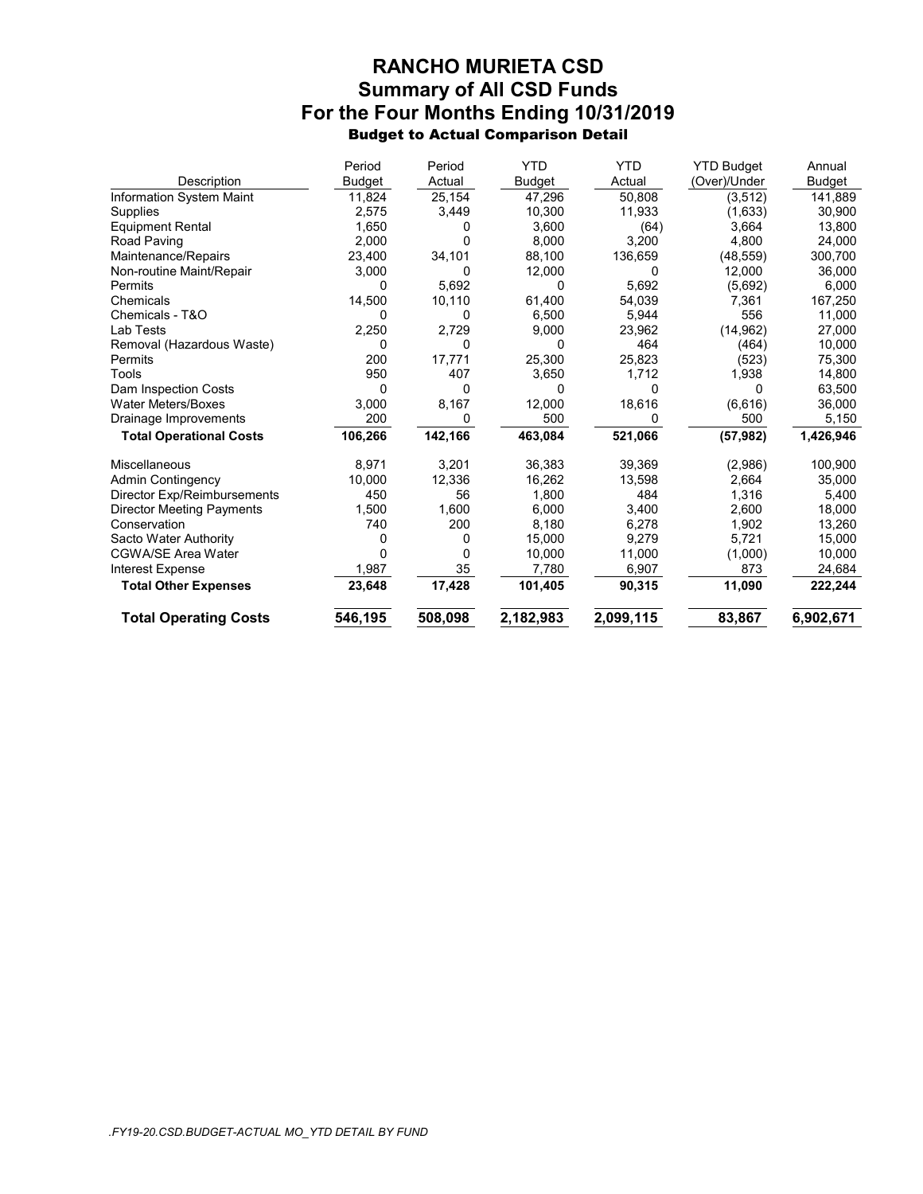# RANCHO MURIETA CSD
## Summary of All CSD Funds
## For the Four Months Ending 10/31/2019
### Budget to Actual Comparison Detail

| Description | Period Budget | Period Actual | YTD Budget | YTD Actual | YTD Budget (Over)/Under | Annual Budget |
|---|---|---|---|---|---|---|
| Information System Maint | 11,824 | 25,154 | 47,296 | 50,808 | (3,512) | 141,889 |
| Supplies | 2,575 | 3,449 | 10,300 | 11,933 | (1,633) | 30,900 |
| Equipment Rental | 1,650 | 0 | 3,600 | (64) | 3,664 | 13,800 |
| Road Paving | 2,000 | 0 | 8,000 | 3,200 | 4,800 | 24,000 |
| Maintenance/Repairs | 23,400 | 34,101 | 88,100 | 136,659 | (48,559) | 300,700 |
| Non-routine Maint/Repair | 3,000 | 0 | 12,000 | 0 | 12,000 | 36,000 |
| Permits | 0 | 5,692 | 0 | 5,692 | (5,692) | 6,000 |
| Chemicals | 14,500 | 10,110 | 61,400 | 54,039 | 7,361 | 167,250 |
| Chemicals - T&O | 0 | 0 | 6,500 | 5,944 | 556 | 11,000 |
| Lab Tests | 2,250 | 2,729 | 9,000 | 23,962 | (14,962) | 27,000 |
| Removal (Hazardous Waste) | 0 | 0 | 0 | 464 | (464) | 10,000 |
| Permits | 200 | 17,771 | 25,300 | 25,823 | (523) | 75,300 |
| Tools | 950 | 407 | 3,650 | 1,712 | 1,938 | 14,800 |
| Dam Inspection Costs | 0 | 0 | 0 | 0 | 0 | 63,500 |
| Water Meters/Boxes | 3,000 | 8,167 | 12,000 | 18,616 | (6,616) | 36,000 |
| Drainage Improvements | 200 | 0 | 500 | 0 | 500 | 5,150 |
| **Total Operational Costs** | **106,266** | **142,166** | **463,084** | **521,066** | **(57,982)** | **1,426,946** |
| Miscellaneous | 8,971 | 3,201 | 36,383 | 39,369 | (2,986) | 100,900 |
| Admin Contingency | 10,000 | 12,336 | 16,262 | 13,598 | 2,664 | 35,000 |
| Director Exp/Reimbursements | 450 | 56 | 1,800 | 484 | 1,316 | 5,400 |
| Director Meeting Payments | 1,500 | 1,600 | 6,000 | 3,400 | 2,600 | 18,000 |
| Conservation | 740 | 200 | 8,180 | 6,278 | 1,902 | 13,260 |
| Sacto Water Authority | 0 | 0 | 15,000 | 9,279 | 5,721 | 15,000 |
| CGWA/SE Area Water | 0 | 0 | 10,000 | 11,000 | (1,000) | 10,000 |
| Interest Expense | 1,987 | 35 | 7,780 | 6,907 | 873 | 24,684 |
| **Total Other Expenses** | **23,648** | **17,428** | **101,405** | **90,315** | **11,090** | **222,244** |
| **Total Operating Costs** | **546,195** | **508,098** | **2,182,983** | **2,099,115** | **83,867** | **6,902,671** |

*.FY19-20.CSD.BUDGET-ACTUAL MO_YTD DETAIL BY FUND*